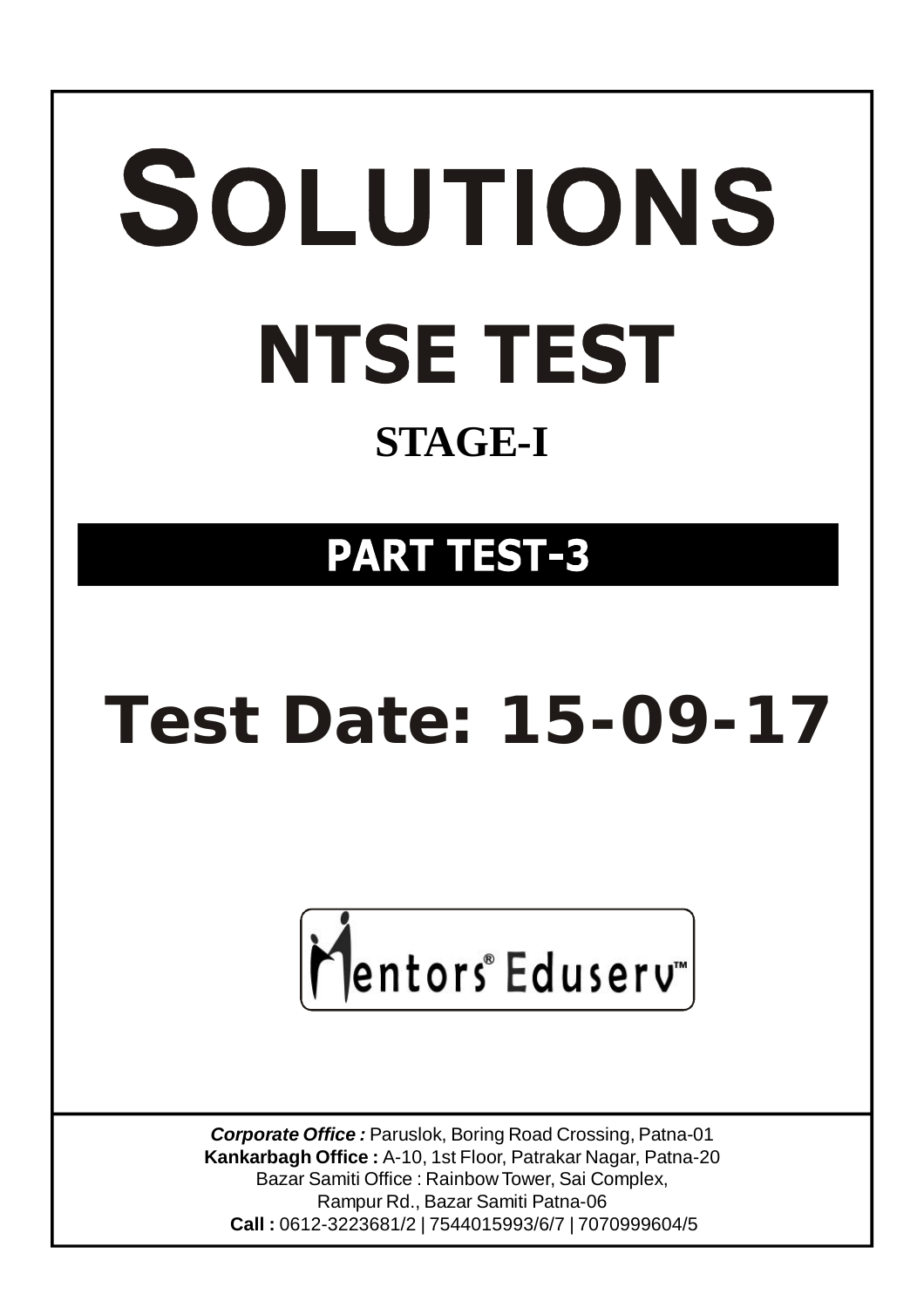# SOLUTIONS

# NTSE TEST

## STAGE-I

## PART TEST-3

# Test Date: 15-09-17

Mentors® Eduserv™

***Corporate Office :*** Paruslok, Boring Road Crossing, Patna-01
**Kankarbagh Office :** A-10, 1st Floor, Patrakar Nagar, Patna-20
Bazar Samiti Office : Rainbow Tower, Sai Complex,
Rampur Rd., Bazar Samiti Patna-06
**Call :** 0612-3223681/2 | 7544015993/6/7 | 7070999604/5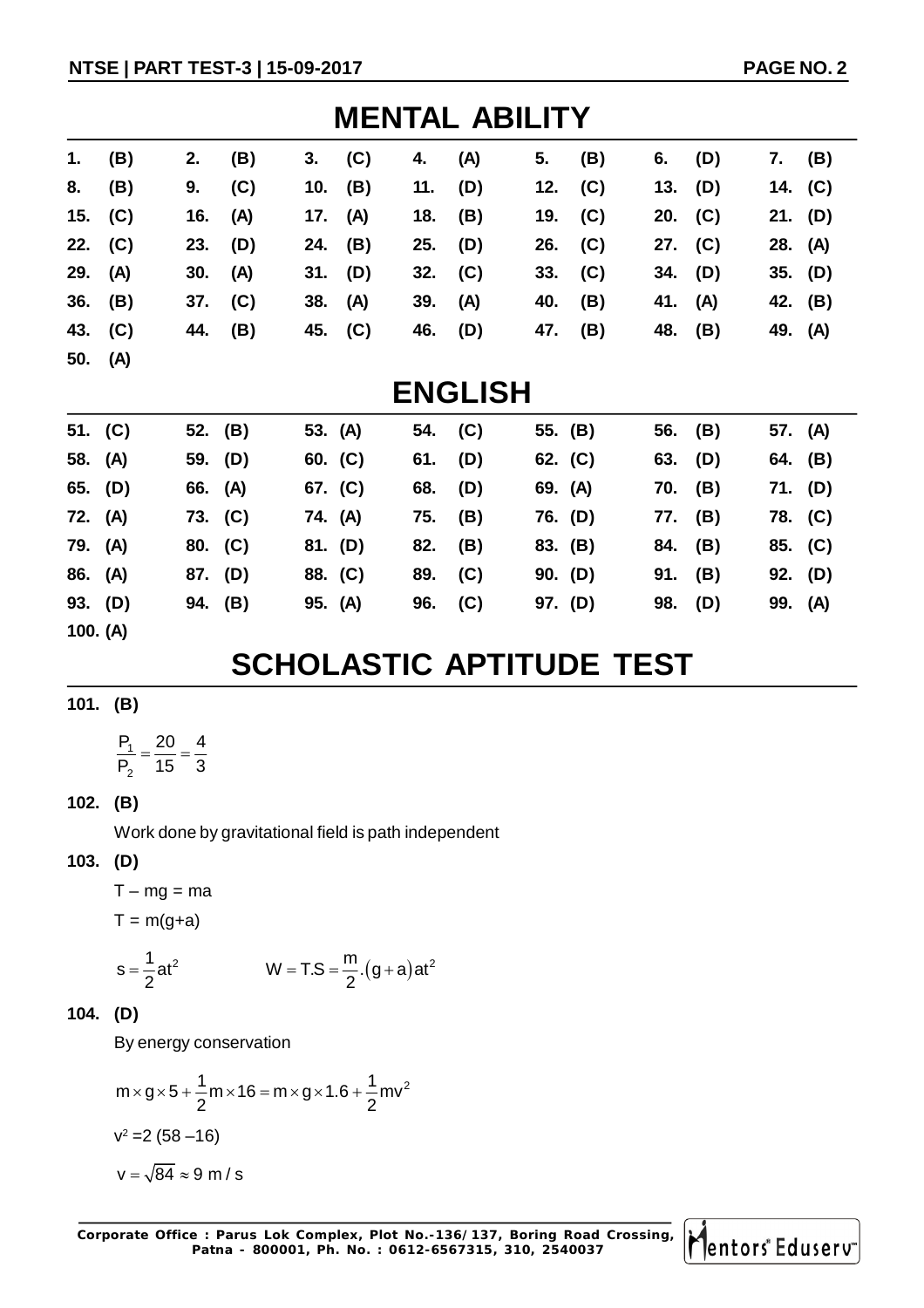# MENTAL ABILITY

| | | | | | | |
|---|---|---|---|---|---|---|
| 1. (B) | 2. (B) | 3. (C) | 4. (A) | 5. (B) | 6. (D) | 7. (B) |
| 8. (B) | 9. (C) | 10. (B) | 11. (D) | 12. (C) | 13. (D) | 14. (C) |
| 15. (C) | 16. (A) | 17. (A) | 18. (B) | 19. (C) | 20. (C) | 21. (D) |
| 22. (C) | 23. (D) | 24. (B) | 25. (D) | 26. (C) | 27. (C) | 28. (A) |
| 29. (A) | 30. (A) | 31. (D) | 32. (C) | 33. (C) | 34. (D) | 35. (D) |
| 36. (B) | 37. (C) | 38. (A) | 39. (A) | 40. (B) | 41. (A) | 42. (B) |
| 43. (C) | 44. (B) | 45. (C) | 46. (D) | 47. (B) | 48. (B) | 49. (A) |
| 50. (A) | | | | | | |

# ENGLISH

| | | | | | | |
|---|---|---|---|---|---|---|
| 51. (C) | 52. (B) | 53. (A) | 54. (C) | 55. (B) | 56. (B) | 57. (A) |
| 58. (A) | 59. (D) | 60. (C) | 61. (D) | 62. (C) | 63. (D) | 64. (B) |
| 65. (D) | 66. (A) | 67. (C) | 68. (D) | 69. (A) | 70. (B) | 71. (D) |
| 72. (A) | 73. (C) | 74. (A) | 75. (B) | 76. (D) | 77. (B) | 78. (C) |
| 79. (A) | 80. (C) | 81. (D) | 82. (B) | 83. (B) | 84. (B) | 85. (C) |
| 86. (A) | 87. (D) | 88. (C) | 89. (C) | 90. (D) | 91. (B) | 92. (D) |
| 93. (D) | 94. (B) | 95. (A) | 96. (C) | 97. (D) | 98. (D) | 99. (A) |
| 100. (A) | | | | | | |

# SCHOLASTIC APTITUDE TEST

**101. (B)**

$$\frac{P_1}{P_2} = \frac{20}{15} = \frac{4}{3}$$

**102. (B)**

Work done by gravitational field is path independent

**103. (D)**

$T - mg = ma$

$T = m(g+a)$

$$s = \frac{1}{2}at^2 \qquad W = T.S = \frac{m}{2}.(g+a)at^2$$

**104. (D)**

By energy conservation

$$m \times g \times 5 + \frac{1}{2}m \times 16 = m \times g \times 1.6 + \frac{1}{2}mv^2$$

$v^2 = 2\,(58 - 16)$

$v = \sqrt{84} \approx 9 \text{ m/s}$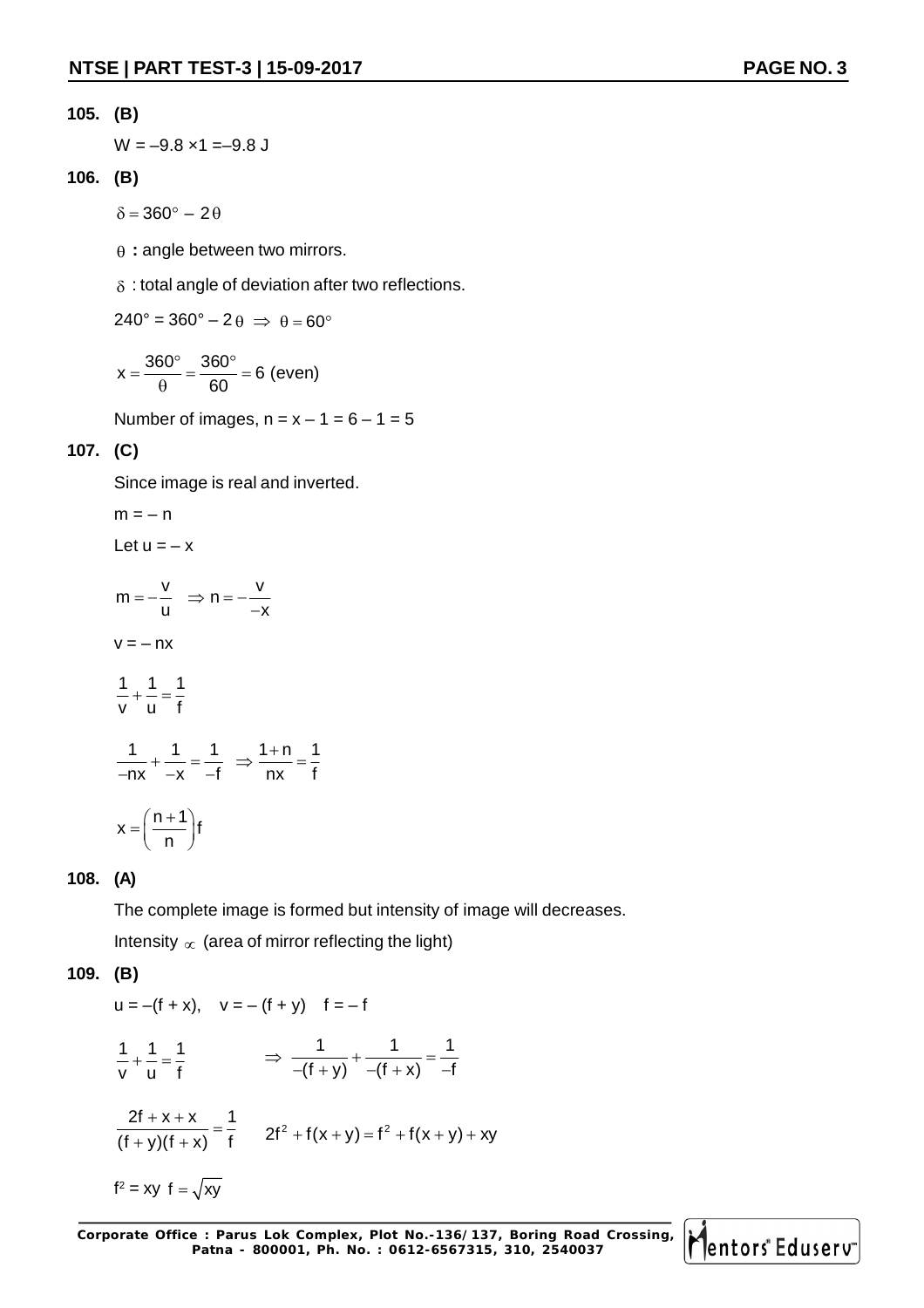**105. (B)**

$W = -9.8 \times 1 = -9.8$ J

**106. (B)**

$\delta = 360^\circ - 2\theta$

$\theta$ **:** angle between two mirrors.

$\delta$ : total angle of deviation after two reflections.

$240^\circ = 360^\circ - 2\theta \Rightarrow \theta = 60^\circ$

$$x = \frac{360^\circ}{\theta} = \frac{360^\circ}{60} = 6 \text{ (even)}$$

Number of images, $n = x - 1 = 6 - 1 = 5$

**107. (C)**

Since image is real and inverted.

$m = -n$

Let $u = -x$

$$m = -\frac{v}{u} \quad \Rightarrow n = -\frac{v}{-x}$$

$v = -nx$

$$\frac{1}{v} + \frac{1}{u} = \frac{1}{f}$$

$$\frac{1}{-nx} + \frac{1}{-x} = \frac{1}{-f} \quad \Rightarrow \frac{1+n}{nx} = \frac{1}{f}$$

$$x = \left(\frac{n+1}{n}\right)f$$

**108. (A)**

The complete image is formed but intensity of image will decreases.

Intensity $\propto$ (area of mirror reflecting the light)

**109. (B)**

$u = -(f + x), \quad v = -(f + y) \quad f = -f$

$$\frac{1}{v} + \frac{1}{u} = \frac{1}{f} \qquad \Rightarrow \frac{1}{-(f+y)} + \frac{1}{-(f+x)} = \frac{1}{-f}$$

$$\frac{2f + x + x}{(f+y)(f+x)} = \frac{1}{f} \qquad 2f^2 + f(x+y) = f^2 + f(x+y) + xy$$

$f^2 = xy \;\; f = \sqrt{xy}$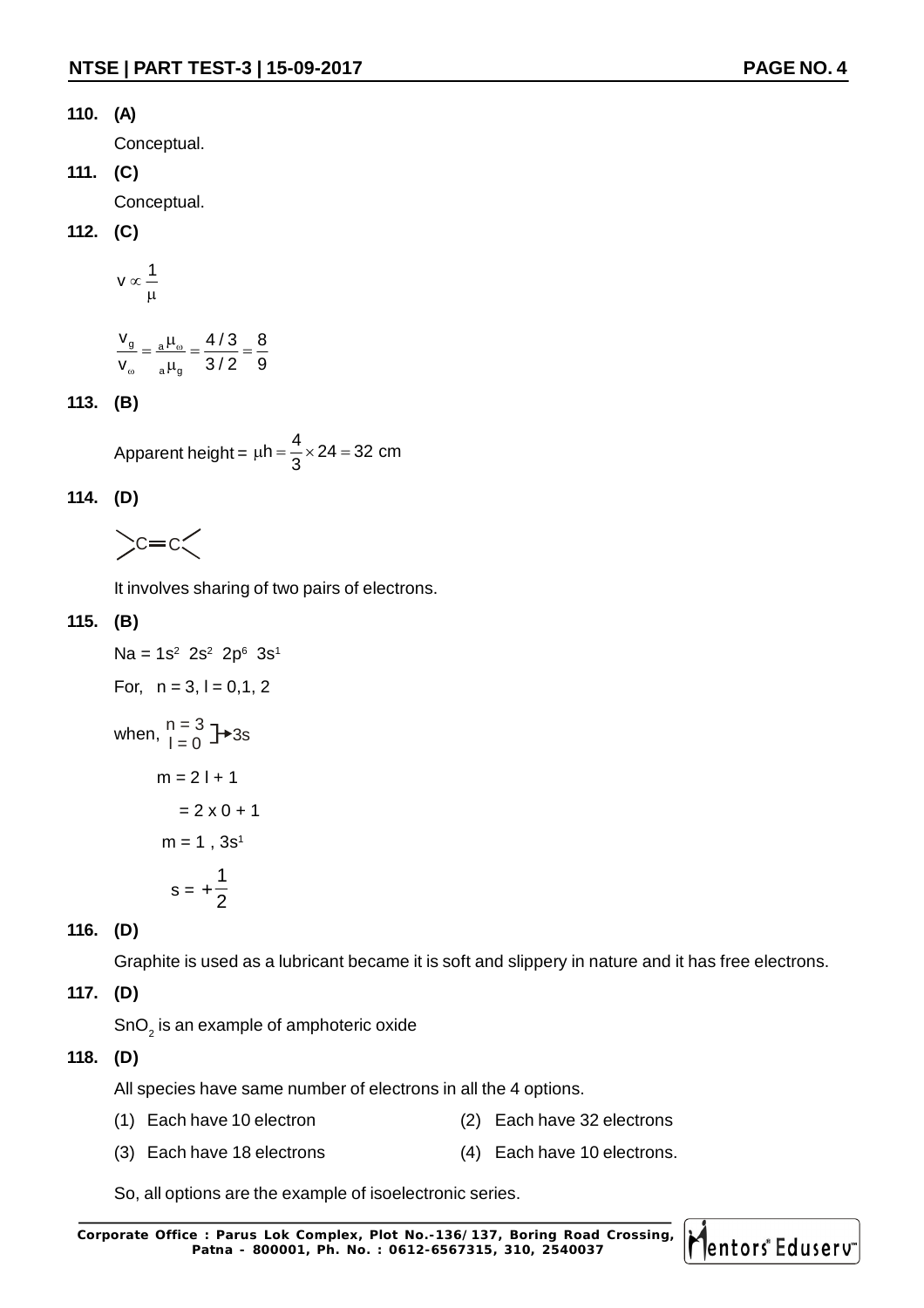**110. (A)**

Conceptual.

**111. (C)**

Conceptual.

**112. (C)**

$$v \propto \frac{1}{\mu}$$

$$\frac{v_g}{v_\omega} = \frac{{}_a\mu_\omega}{{}_a\mu_g} = \frac{4/3}{3/2} = \frac{8}{9}$$

**113. (B)**

Apparent height = $\mu h = \frac{4}{3} \times 24 = 32$ cm

**114. (D)**

$$\rangle C = C \langle$$

It involves sharing of two pairs of electrons.

**115. (B)**

Na = $1s^2\ 2s^2\ 2p^6\ 3s^1$

For, $n = 3$, $l = 0, 1, 2$

when, $\left.\begin{matrix} n = 3 \\ l = 0 \end{matrix}\right] \rightarrow 3s$

$m = 2l + 1$

$= 2 \times 0 + 1$

$m = 1$, $3s^1$

$s = +\frac{1}{2}$

**116. (D)**

Graphite is used as a lubricant became it is soft and slippery in nature and it has free electrons.

**117. (D)**

$SnO_2$ is an example of amphoteric oxide

**118. (D)**

All species have same number of electrons in all the 4 options.

(1) Each have 10 electron

(2) Each have 32 electrons

(3) Each have 18 electrons

(4) Each have 10 electrons.

So, all options are the example of isoelectronic series.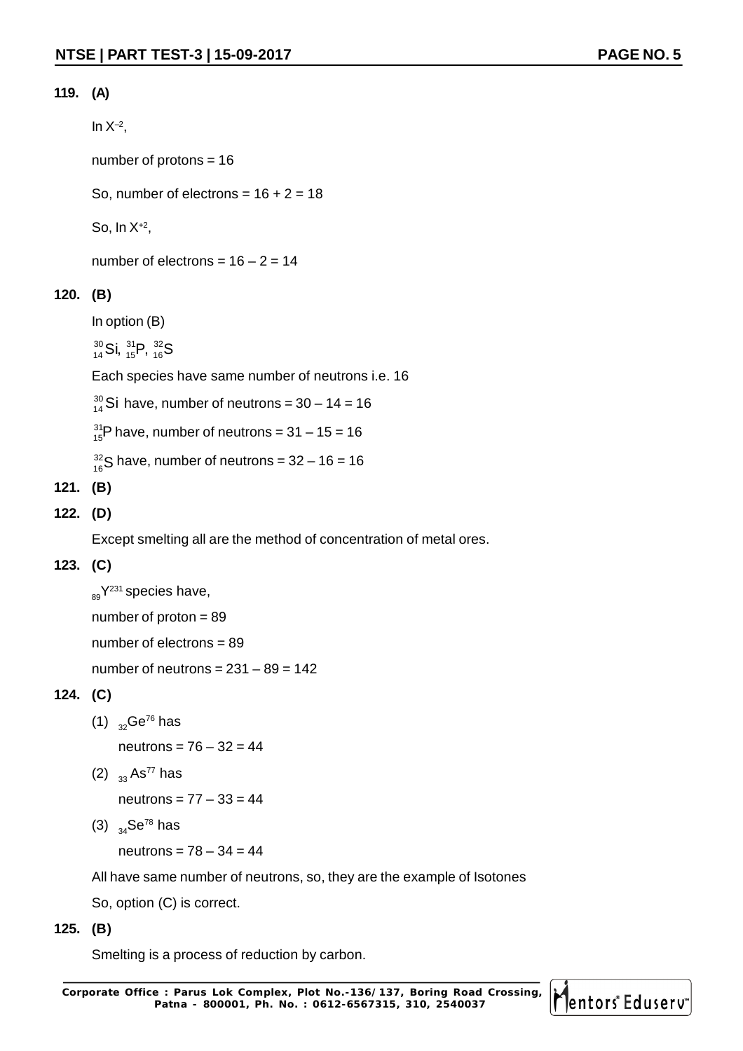**119. (A)**

In $X^{-2}$,

number of protons = 16

So, number of electrons = 16 + 2 = 18

So, In $X^{+2}$,

number of electrons = 16 – 2 = 14

**120. (B)**

In option (B)

$^{30}_{14}Si$, $^{31}_{15}P$, $^{32}_{16}S$

Each species have same number of neutrons i.e. 16

$^{30}_{14}Si$ have, number of neutrons = 30 – 14 = 16

$^{31}_{15}P$ have, number of neutrons = 31 – 15 = 16

$^{32}_{16}S$ have, number of neutrons = 32 – 16 = 16

**121. (B)**

**122. (D)**

Except smelting all are the method of concentration of metal ores.

**123. (C)**

$_{89}Y^{231}$ species have,

number of proton = 89

number of electrons = 89

number of neutrons = 231 – 89 = 142

**124. (C)**

(1) $_{32}Ge^{76}$ has

neutrons = 76 – 32 = 44

(2) $_{33}As^{77}$ has

neutrons = 77 – 33 = 44

(3) $_{34}Se^{78}$ has

neutrons = 78 – 34 = 44

All have same number of neutrons, so, they are the example of Isotones

So, option (C) is correct.

**125. (B)**

Smelting is a process of reduction by carbon.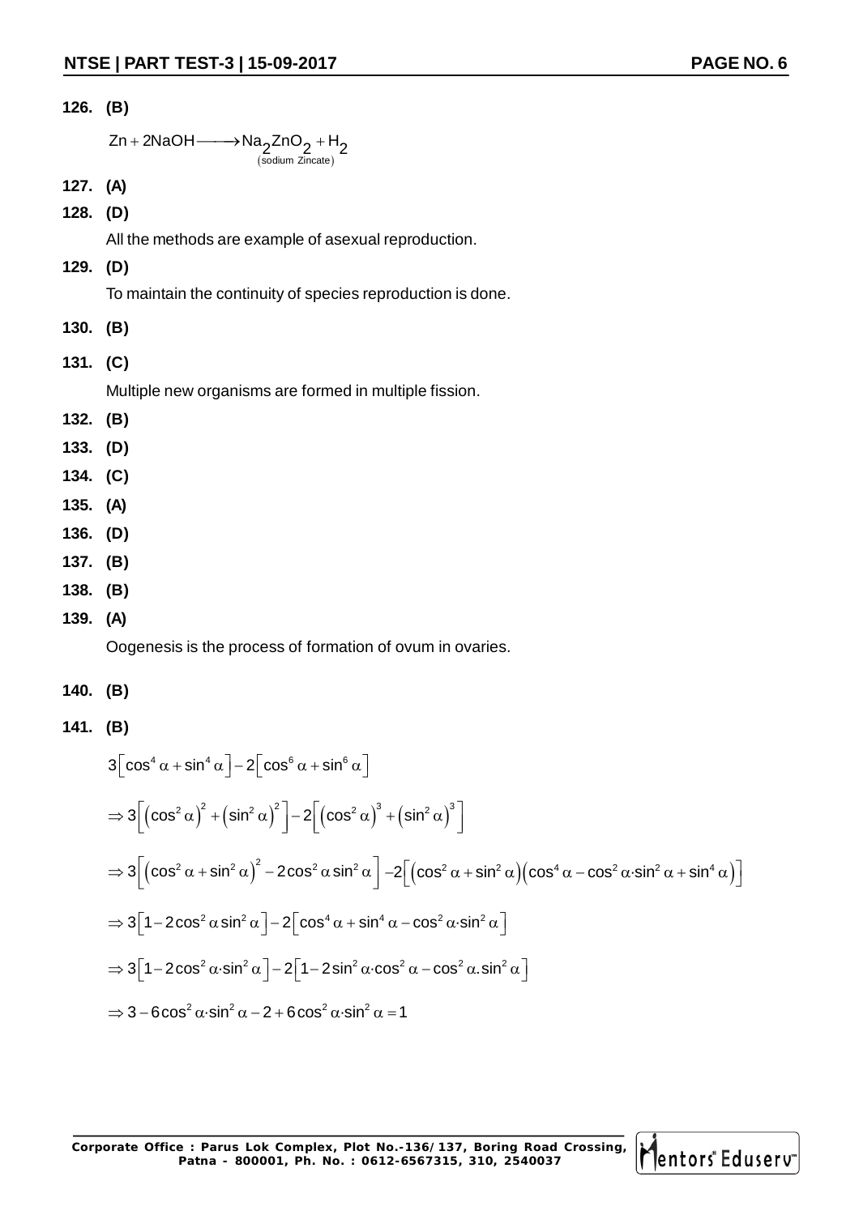**126. (B)**

$$Zn + 2NaOH \longrightarrow \underset{(\text{sodium Zincate})}{Na_2ZnO_2} + H_2$$

**127. (A)**

**128. (D)**

All the methods are example of asexual reproduction.

**129. (D)**

To maintain the continuity of species reproduction is done.

**130. (B)**

**131. (C)**

Multiple new organisms are formed in multiple fission.

**132. (B)**

**133. (D)**

**134. (C)**

**135. (A)**

**136. (D)**

**137. (B)**

**138. (B)**

**139. (A)**

Oogenesis is the process of formation of ovum in ovaries.

**140. (B)**

**141. (B)**

$$3\left[\cos^4\alpha + \sin^4\alpha\right] - 2\left[\cos^6\alpha + \sin^6\alpha\right]$$

$$\Rightarrow 3\left[\left(\cos^2\alpha\right)^2 + \left(\sin^2\alpha\right)^2\right] - 2\left[\left(\cos^2\alpha\right)^3 + \left(\sin^2\alpha\right)^3\right]$$

$$\Rightarrow 3\left[\left(\cos^2\alpha + \sin^2\alpha\right)^2 - 2\cos^2\alpha\sin^2\alpha\right] - 2\left[\left(\cos^2\alpha + \sin^2\alpha\right)\left(\cos^4\alpha - \cos^2\alpha\cdot\sin^2\alpha + \sin^4\alpha\right)\right]$$

$$\Rightarrow 3\left[1 - 2\cos^2\alpha\sin^2\alpha\right] - 2\left[\cos^4\alpha + \sin^4\alpha - \cos^2\alpha\cdot\sin^2\alpha\right]$$

$$\Rightarrow 3\left[1 - 2\cos^2\alpha\cdot\sin^2\alpha\right] - 2\left[1 - 2\sin^2\alpha\cdot\cos^2\alpha - \cos^2\alpha.\sin^2\alpha\right]$$

$$\Rightarrow 3 - 6\cos^2\alpha\cdot\sin^2\alpha - 2 + 6\cos^2\alpha\cdot\sin^2\alpha = 1$$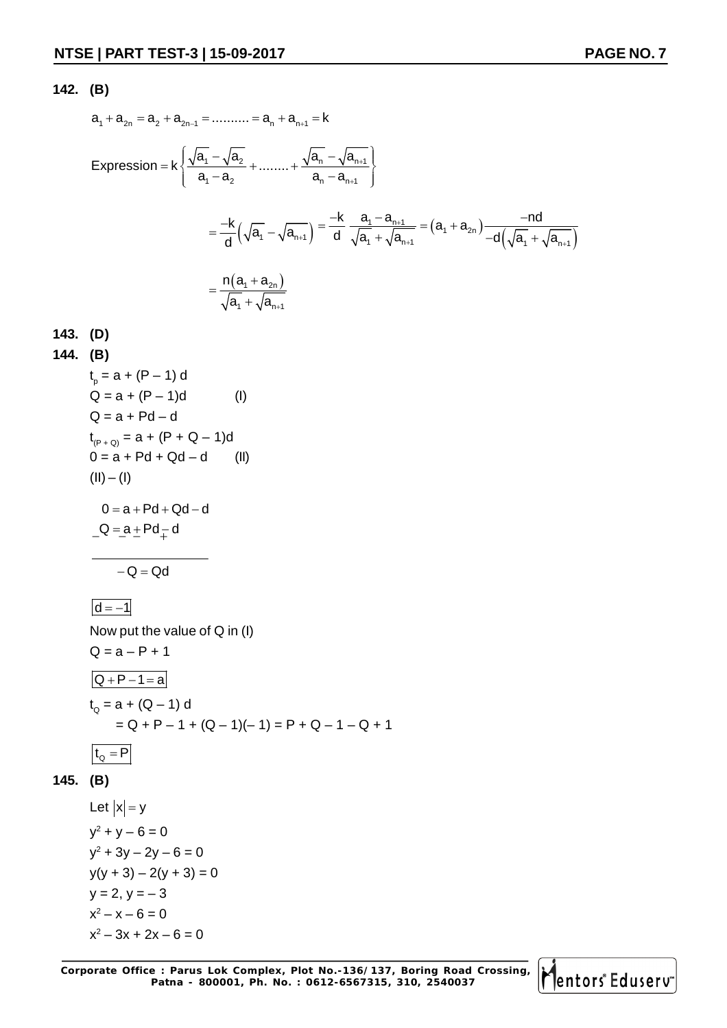**142. (B)**

$$a_1 + a_{2n} = a_2 + a_{2n-1} = .......... = a_n + a_{n+1} = k$$

$$\text{Expression} = k\left\{\frac{\sqrt{a_1}-\sqrt{a_2}}{a_1 - a_2} + ........ + \frac{\sqrt{a_n}-\sqrt{a_{n+1}}}{a_n - a_{n+1}}\right\}$$

$$= \frac{-k}{d}\left(\sqrt{a_1}-\sqrt{a_{n+1}}\right) = \frac{-k}{d}\,\frac{a_1 - a_{n+1}}{\sqrt{a_1}+\sqrt{a_{n+1}}} = \left(a_1 + a_{2n}\right)\frac{-nd}{-d\left(\sqrt{a_1}+\sqrt{a_{n+1}}\right)}$$

$$= \frac{n\left(a_1 + a_{2n}\right)}{\sqrt{a_1}+\sqrt{a_{n+1}}}$$

**143. (D)**

**144. (B)**

$t_p = a + (P - 1)\, d$

$Q = a + (P - 1)d$ (I)

$Q = a + Pd - d$

$t_{(P+Q)} = a + (P + Q - 1)d$

$0 = a + Pd + Qd - d$ (II)

(II) – (I)

$$\begin{array}{r} 0 = a + Pd + Qd - d \\ -Q = -a - Pd + d \\ \hline -Q = Qd \end{array}$$

$\boxed{d = -1}$

Now put the value of Q in (I)

$Q = a - P + 1$

$\boxed{Q + P - 1 = a}$

$t_Q = a + (Q - 1)\, d$

$= Q + P - 1 + (Q - 1)(-1) = P + Q - 1 - Q + 1$

$\boxed{t_Q = P}$

**145. (B)**

Let $|x| = y$

$y^2 + y - 6 = 0$

$y^2 + 3y - 2y - 6 = 0$

$y(y + 3) - 2(y + 3) = 0$

$y = 2,\ y = -3$

$x^2 - x - 6 = 0$

$x^2 - 3x + 2x - 6 = 0$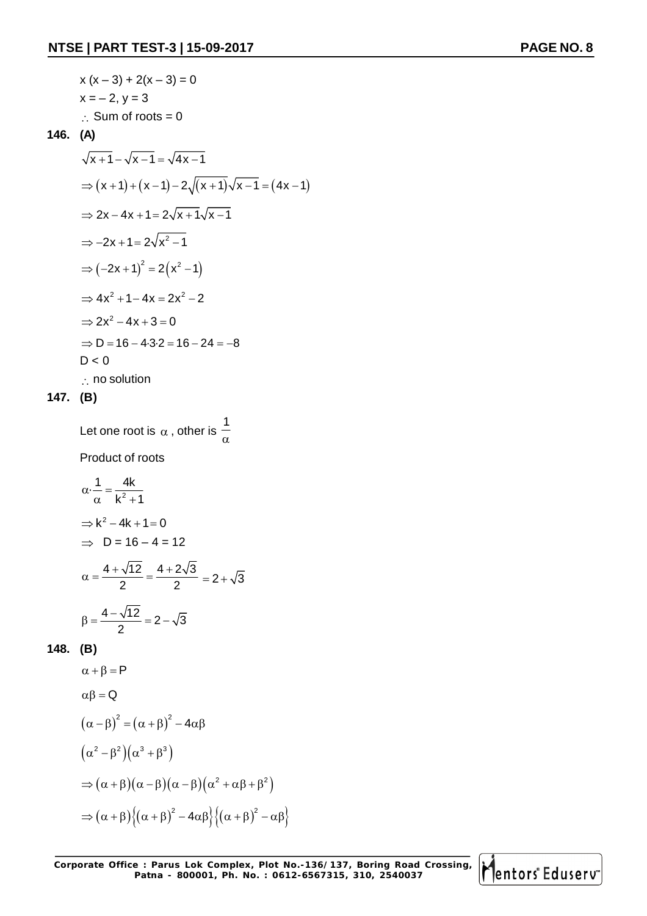$x(x-3)+2(x-3)=0$

$x=-2, y=3$

$\therefore$ Sum of roots = 0

**146. (A)**

$$\sqrt{x+1}-\sqrt{x-1}=\sqrt{4x-1}$$

$$\Rightarrow (x+1)+(x-1)-2\sqrt{(x+1)}\sqrt{x-1}=(4x-1)$$

$$\Rightarrow 2x-4x+1=2\sqrt{x+1}\sqrt{x-1}$$

$$\Rightarrow -2x+1=2\sqrt{x^2-1}$$

$$\Rightarrow (-2x+1)^2=2(x^2-1)$$

$$\Rightarrow 4x^2+1-4x=2x^2-2$$

$$\Rightarrow 2x^2-4x+3=0$$

$$\Rightarrow D=16-4\cdot3\cdot2=16-24=-8$$

$D<0$

$\therefore$ no solution

**147. (B)**

Let one root is $\alpha$, other is $\frac{1}{\alpha}$

Product of roots

$$\alpha\cdot\frac{1}{\alpha}=\frac{4k}{k^2+1}$$

$$\Rightarrow k^2-4k+1=0$$

$$\Rightarrow \quad D=16-4=12$$

$$\alpha=\frac{4+\sqrt{12}}{2}=\frac{4+2\sqrt{3}}{2}=2+\sqrt{3}$$

$$\beta=\frac{4-\sqrt{12}}{2}=2-\sqrt{3}$$

**148. (B)**

$$\alpha+\beta=P$$

$$\alpha\beta=Q$$

$$(\alpha-\beta)^2=(\alpha+\beta)^2-4\alpha\beta$$

$$(\alpha^2-\beta^2)(\alpha^3+\beta^3)$$

$$\Rightarrow (\alpha+\beta)(\alpha-\beta)(\alpha-\beta)(\alpha^2+\alpha\beta+\beta^2)$$

$$\Rightarrow (\alpha+\beta)\left\{(\alpha+\beta)^2-4\alpha\beta\right\}\left\{(\alpha+\beta)^2-\alpha\beta\right\}$$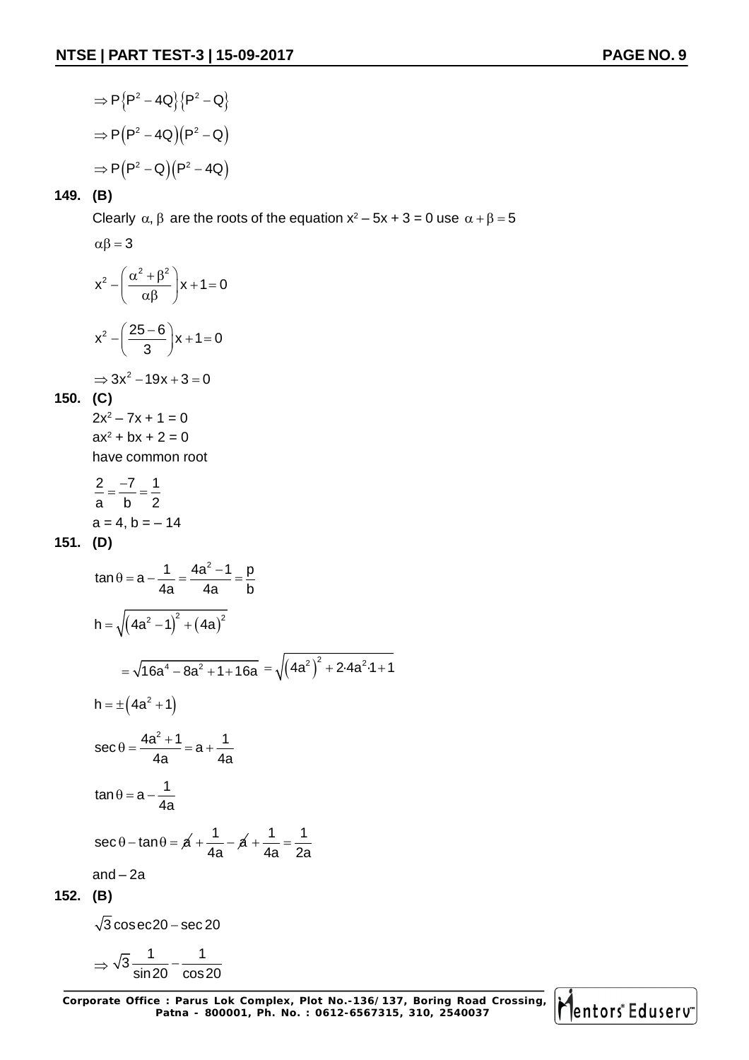$$\Rightarrow P\left\{P^2 - 4Q\right\}\left\{P^2 - Q\right\}$$

$$\Rightarrow P\left(P^2 - 4Q\right)\left(P^2 - Q\right)$$

$$\Rightarrow P\left(P^2 - Q\right)\left(P^2 - 4Q\right)$$

**149. (B)**

Clearly $\alpha, \beta$ are the roots of the equation $x^2 - 5x + 3 = 0$ use $\alpha + \beta = 5$

$\alpha\beta = 3$

$$x^2 - \left(\frac{\alpha^2 + \beta^2}{\alpha\beta}\right)x + 1 = 0$$

$$x^2 - \left(\frac{25 - 6}{3}\right)x + 1 = 0$$

$$\Rightarrow 3x^2 - 19x + 3 = 0$$

**150. (C)**

$2x^2 - 7x + 1 = 0$

$ax^2 + bx + 2 = 0$

have common root

$$\frac{2}{a} = \frac{-7}{b} = \frac{1}{2}$$

$a = 4, b = -14$

**151. (D)**

$$\tan\theta = a - \frac{1}{4a} = \frac{4a^2 - 1}{4a} = \frac{p}{b}$$

$$h = \sqrt{\left(4a^2 - 1\right)^2 + \left(4a\right)^2}$$

$$= \sqrt{16a^4 - 8a^2 + 1 + 16a} = \sqrt{\left(4a^2\right)^2 + 2 \cdot 4a^2 \cdot 1 + 1}$$

$$h = \pm\left(4a^2 + 1\right)$$

$$\sec\theta = \frac{4a^2 + 1}{4a} = a + \frac{1}{4a}$$

$$\tan\theta = a - \frac{1}{4a}$$

$$\sec\theta - \tan\theta = \cancel{a} + \frac{1}{4a} - \cancel{a} + \frac{1}{4a} = \frac{1}{2a}$$

and $-2a$

**152. (B)**

$$\sqrt{3}\operatorname{cosec}20 - \sec 20$$

$$\Rightarrow \sqrt{3}\frac{1}{\sin 20} - \frac{1}{\cos 20}$$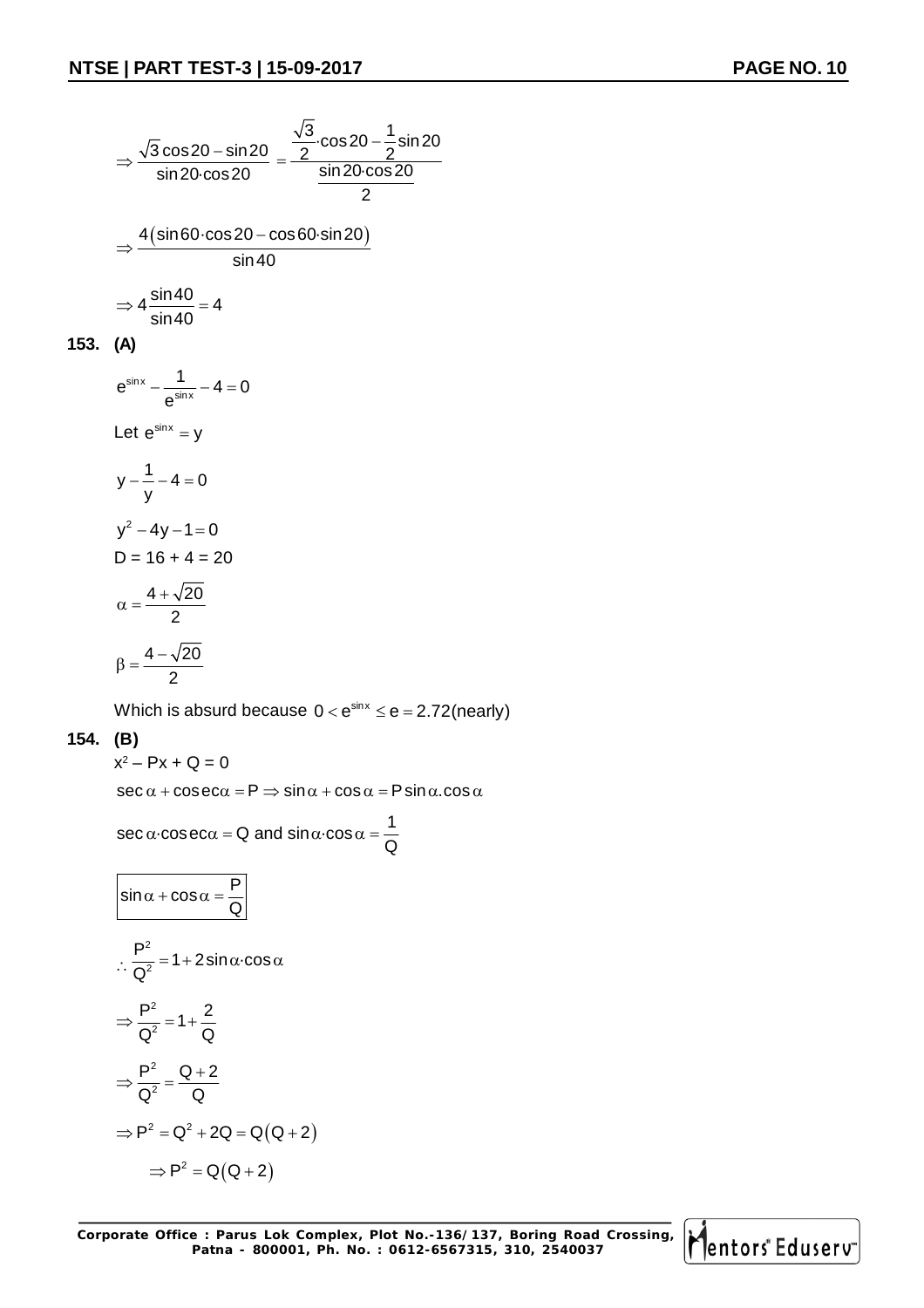$$\Rightarrow \frac{\sqrt{3}\cos 20 - \sin 20}{\sin 20 \cdot \cos 20} = \frac{\frac{\sqrt{3}}{2} \cdot \cos 20 - \frac{1}{2}\sin 20}{\frac{\sin 20 \cdot \cos 20}{2}}$$

$$\Rightarrow \frac{4\left(\sin 60 \cdot \cos 20 - \cos 60 \cdot \sin 20\right)}{\sin 40}$$

$$\Rightarrow 4\frac{\sin 40}{\sin 40} = 4$$

**153. (A)**

$$e^{\sin x} - \frac{1}{e^{\sin x}} - 4 = 0$$

Let $e^{\sin x} = y$

$$y - \frac{1}{y} - 4 = 0$$

$$y^2 - 4y - 1 = 0$$

D = 16 + 4 = 20

$$\alpha = \frac{4 + \sqrt{20}}{2}$$

$$\beta = \frac{4 - \sqrt{20}}{2}$$

Which is absurd because $0 < e^{\sin x} \le e = 2.72(\text{nearly})$

**154. (B)**

$x^2 - Px + Q = 0$

$\sec\alpha + \text{cosec}\alpha = P \Rightarrow \sin\alpha + \cos\alpha = P\sin\alpha.\cos\alpha$

$\sec\alpha \cdot \text{cosec}\alpha = Q$ and $\sin\alpha \cdot \cos\alpha = \frac{1}{Q}$

$$\boxed{\sin\alpha + \cos\alpha = \frac{P}{Q}}$$

$$\therefore \frac{P^2}{Q^2} = 1 + 2\sin\alpha \cdot \cos\alpha$$

$$\Rightarrow \frac{P^2}{Q^2} = 1 + \frac{2}{Q}$$

$$\Rightarrow \frac{P^2}{Q^2} = \frac{Q+2}{Q}$$

$$\Rightarrow P^2 = Q^2 + 2Q = Q(Q+2)$$

$$\Rightarrow P^2 = Q(Q+2)$$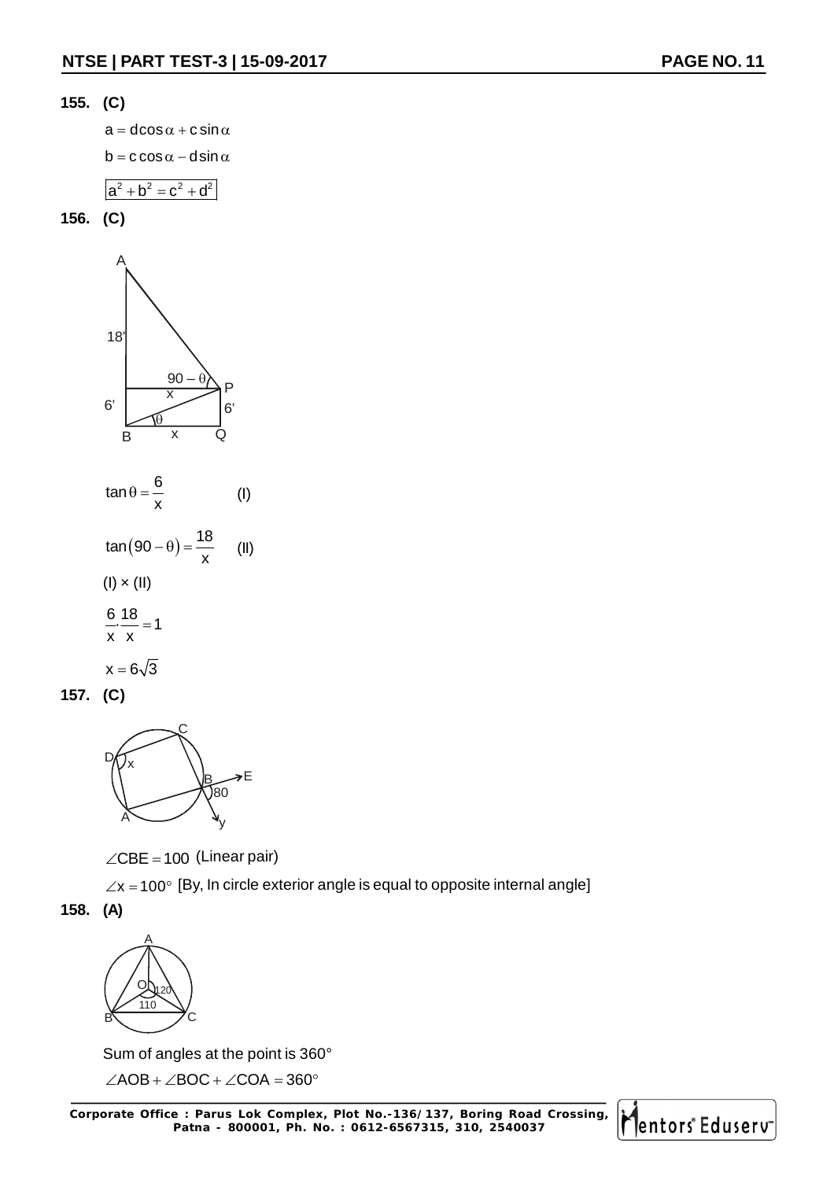**155. (C)**

$a = d\cos\alpha + c\sin\alpha$

$b = c\cos\alpha - d\sin\alpha$

$\boxed{a^2 + b^2 = c^2 + d^2}$

**156. (C)**

$\tan\theta = \dfrac{6}{x}$ (I)

$\tan(90 - \theta) = \dfrac{18}{x}$ (II)

(I) × (II)

$\dfrac{6}{x} \cdot \dfrac{18}{x} = 1$

$x = 6\sqrt{3}$

**157. (C)**

$\angle CBE = 100$ (Linear pair)

$\angle x = 100^\circ$ [By, In circle exterior angle is equal to opposite internal angle]

**158. (A)**

Sum of angles at the point is $360^\circ$

$\angle AOB + \angle BOC + \angle COA = 360^\circ$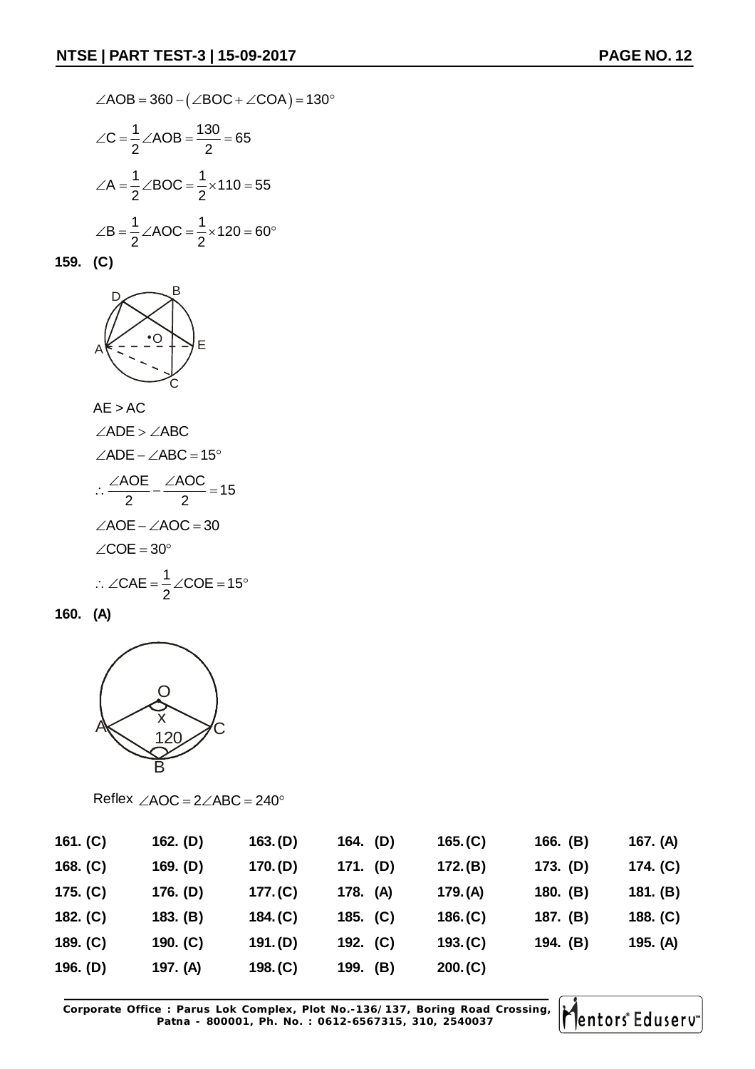$$\angle AOB = 360 - (\angle BOC + \angle COA) = 130^\circ$$

$$\angle C = \frac{1}{2}\angle AOB = \frac{130}{2} = 65$$

$$\angle A = \frac{1}{2}\angle BOC = \frac{1}{2}\times 110 = 55$$

$$\angle B = \frac{1}{2}\angle AOC = \frac{1}{2}\times 120 = 60^\circ$$

**159. (C)**

$AE > AC$

$\angle ADE > \angle ABC$

$\angle ADE - \angle ABC = 15^\circ$

$$\therefore \frac{\angle AOE}{2} - \frac{\angle AOC}{2} = 15$$

$\angle AOE - \angle AOC = 30$

$\angle COE = 30^\circ$

$$\therefore \angle CAE = \frac{1}{2}\angle COE = 15^\circ$$

**160. (A)**

Reflex $\angle AOC = 2\angle ABC = 240^\circ$

| | | | | | | |
|---|---|---|---|---|---|---|
| **161. (C)** | **162. (D)** | **163. (D)** | **164. (D)** | **165. (C)** | **166. (B)** | **167. (A)** |
| **168. (C)** | **169. (D)** | **170. (D)** | **171. (D)** | **172. (B)** | **173. (D)** | **174. (C)** |
| **175. (C)** | **176. (D)** | **177. (C)** | **178. (A)** | **179. (A)** | **180. (B)** | **181. (B)** |
| **182. (C)** | **183. (B)** | **184. (C)** | **185. (C)** | **186. (C)** | **187. (B)** | **188. (C)** |
| **189. (C)** | **190. (C)** | **191. (D)** | **192. (C)** | **193. (C)** | **194. (B)** | **195. (A)** |
| **196. (D)** | **197. (A)** | **198. (C)** | **199. (B)** | **200. (C)** | | |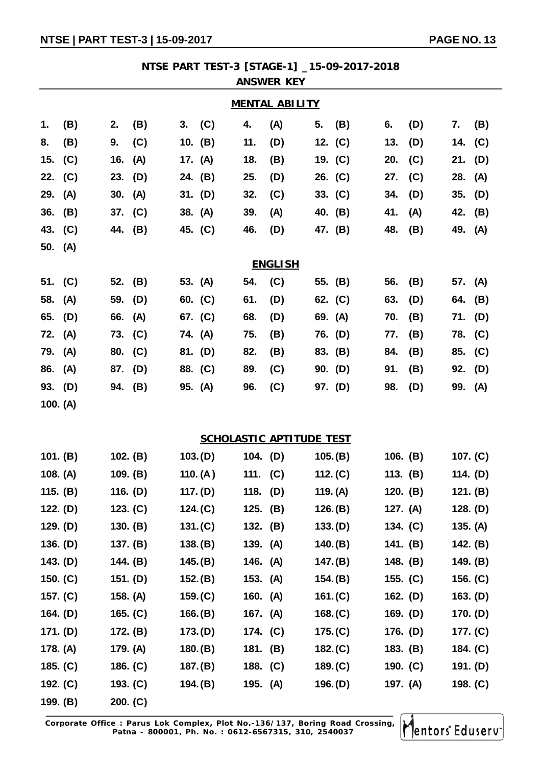# NTSE PART TEST-3 [STAGE-1] _15-09-2017-2018

## ANSWER KEY

### MENTAL ABILITY

| | | | | | | |
|---|---|---|---|---|---|---|
| 1. (B) | 2. (B) | 3. (C) | 4. (A) | 5. (B) | 6. (D) | 7. (B) |
| 8. (B) | 9. (C) | 10. (B) | 11. (D) | 12. (C) | 13. (D) | 14. (C) |
| 15. (C) | 16. (A) | 17. (A) | 18. (B) | 19. (C) | 20. (C) | 21. (D) |
| 22. (C) | 23. (D) | 24. (B) | 25. (D) | 26. (C) | 27. (C) | 28. (A) |
| 29. (A) | 30. (A) | 31. (D) | 32. (C) | 33. (C) | 34. (D) | 35. (D) |
| 36. (B) | 37. (C) | 38. (A) | 39. (A) | 40. (B) | 41. (A) | 42. (B) |
| 43. (C) | 44. (B) | 45. (C) | 46. (D) | 47. (B) | 48. (B) | 49. (A) |
| 50. (A) | | | | | | |

### ENGLISH

| | | | | | | |
|---|---|---|---|---|---|---|
| 51. (C) | 52. (B) | 53. (A) | 54. (C) | 55. (B) | 56. (B) | 57. (A) |
| 58. (A) | 59. (D) | 60. (C) | 61. (D) | 62. (C) | 63. (D) | 64. (B) |
| 65. (D) | 66. (A) | 67. (C) | 68. (D) | 69. (A) | 70. (B) | 71. (D) |
| 72. (A) | 73. (C) | 74. (A) | 75. (B) | 76. (D) | 77. (B) | 78. (C) |
| 79. (A) | 80. (C) | 81. (D) | 82. (B) | 83. (B) | 84. (B) | 85. (C) |
| 86. (A) | 87. (D) | 88. (C) | 89. (C) | 90. (D) | 91. (B) | 92. (D) |
| 93. (D) | 94. (B) | 95. (A) | 96. (C) | 97. (D) | 98. (D) | 99. (A) |
| 100. (A) | | | | | | |

### SCHOLASTIC APTITUDE TEST

| | | | | | | |
|---|---|---|---|---|---|---|
| 101. (B) | 102. (B) | 103. (D) | 104. (D) | 105. (B) | 106. (B) | 107. (C) |
| 108. (A) | 109. (B) | 110. (A) | 111. (C) | 112. (C) | 113. (B) | 114. (D) |
| 115. (B) | 116. (D) | 117. (D) | 118. (D) | 119. (A) | 120. (B) | 121. (B) |
| 122. (D) | 123. (C) | 124. (C) | 125. (B) | 126. (B) | 127. (A) | 128. (D) |
| 129. (D) | 130. (B) | 131. (C) | 132. (B) | 133. (D) | 134. (C) | 135. (A) |
| 136. (D) | 137. (B) | 138. (B) | 139. (A) | 140. (B) | 141. (B) | 142. (B) |
| 143. (D) | 144. (B) | 145. (B) | 146. (A) | 147. (B) | 148. (B) | 149. (B) |
| 150. (C) | 151. (D) | 152. (B) | 153. (A) | 154. (B) | 155. (C) | 156. (C) |
| 157. (C) | 158. (A) | 159. (C) | 160. (A) | 161. (C) | 162. (D) | 163. (D) |
| 164. (D) | 165. (C) | 166. (B) | 167. (A) | 168. (C) | 169. (D) | 170. (D) |
| 171. (D) | 172. (B) | 173. (D) | 174. (C) | 175. (C) | 176. (D) | 177. (C) |
| 178. (A) | 179. (A) | 180. (B) | 181. (B) | 182. (C) | 183. (B) | 184. (C) |
| 185. (C) | 186. (C) | 187. (B) | 188. (C) | 189. (C) | 190. (C) | 191. (D) |
| 192. (C) | 193. (C) | 194. (B) | 195. (A) | 196. (D) | 197. (A) | 198. (C) |
| 199. (B) | 200. (C) | | | | | |